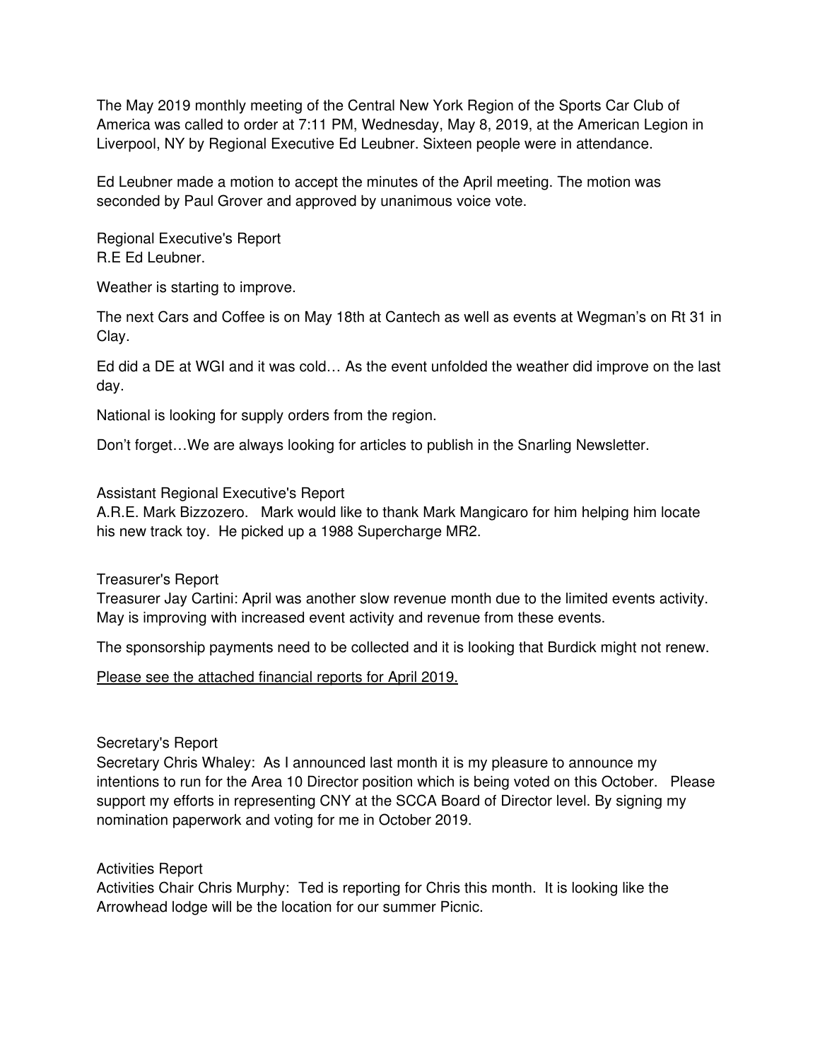The May 2019 monthly meeting of the Central New York Region of the Sports Car Club of America was called to order at 7:11 PM, Wednesday, May 8, 2019, at the American Legion in Liverpool, NY by Regional Executive Ed Leubner. Sixteen people were in attendance.

Ed Leubner made a motion to accept the minutes of the April meeting. The motion was seconded by Paul Grover and approved by unanimous voice vote.

Regional Executive's Report
R.E Ed Leubner.

Weather is starting to improve.

The next Cars and Coffee is on May 18th at Cantech as well as events at Wegman's on Rt 31 in Clay.

Ed did a DE at WGI and it was cold… As the event unfolded the weather did improve on the last day.

National is looking for supply orders from the region.

Don't forget…We are always looking for articles to publish in the Snarling Newsletter.

Assistant Regional Executive's Report
A.R.E. Mark Bizzozero. Mark would like to thank Mark Mangicaro for him helping him locate his new track toy. He picked up a 1988 Supercharge MR2.

Treasurer's Report
Treasurer Jay Cartini: April was another slow revenue month due to the limited events activity. May is improving with increased event activity and revenue from these events.

The sponsorship payments need to be collected and it is looking that Burdick might not renew.

<u>Please see the attached financial reports for April 2019.</u>

Secretary's Report
Secretary Chris Whaley: As I announced last month it is my pleasure to announce my intentions to run for the Area 10 Director position which is being voted on this October. Please support my efforts in representing CNY at the SCCA Board of Director level. By signing my nomination paperwork and voting for me in October 2019.

Activities Report
Activities Chair Chris Murphy: Ted is reporting for Chris this month. It is looking like the Arrowhead lodge will be the location for our summer Picnic.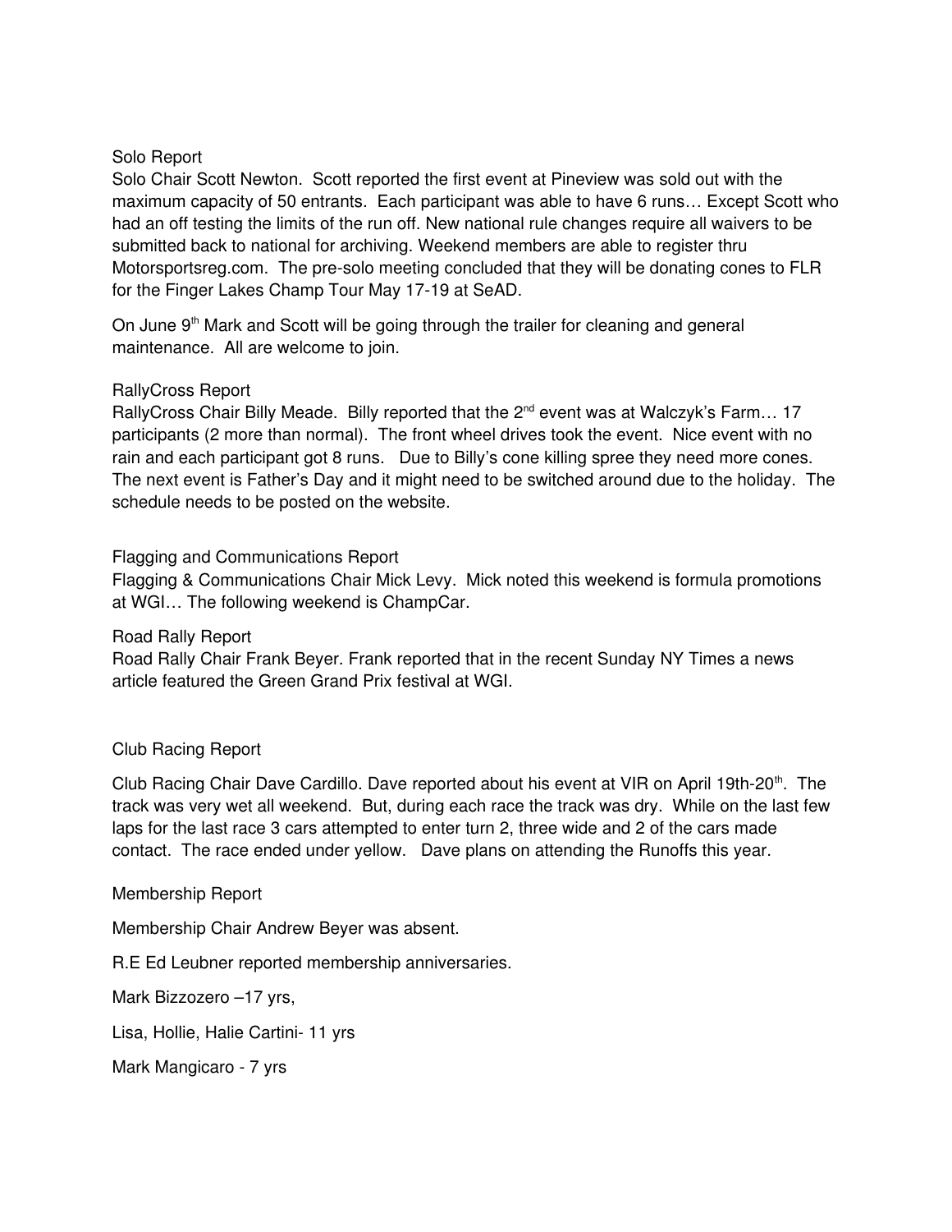## Solo Report

Solo Chair Scott Newton. Scott reported the first event at Pineview was sold out with the maximum capacity of 50 entrants. Each participant was able to have 6 runs… Except Scott who had an off testing the limits of the run off. New national rule changes require all waivers to be submitted back to national for archiving. Weekend members are able to register thru Motorsportsreg.com. The pre-solo meeting concluded that they will be donating cones to FLR for the Finger Lakes Champ Tour May 17-19 at SeAD.

On June 9th Mark and Scott will be going through the trailer for cleaning and general maintenance. All are welcome to join.

## RallyCross Report

RallyCross Chair Billy Meade. Billy reported that the 2nd event was at Walczyk's Farm… 17 participants (2 more than normal). The front wheel drives took the event. Nice event with no rain and each participant got 8 runs. Due to Billy's cone killing spree they need more cones. The next event is Father's Day and it might need to be switched around due to the holiday. The schedule needs to be posted on the website.

## Flagging and Communications Report

Flagging & Communications Chair Mick Levy. Mick noted this weekend is formula promotions at WGI… The following weekend is ChampCar.

## Road Rally Report

Road Rally Chair Frank Beyer. Frank reported that in the recent Sunday NY Times a news article featured the Green Grand Prix festival at WGI.

## Club Racing Report

Club Racing Chair Dave Cardillo. Dave reported about his event at VIR on April 19th-20th. The track was very wet all weekend. But, during each race the track was dry. While on the last few laps for the last race 3 cars attempted to enter turn 2, three wide and 2 of the cars made contact. The race ended under yellow. Dave plans on attending the Runoffs this year.

## Membership Report

Membership Chair Andrew Beyer was absent.

R.E Ed Leubner reported membership anniversaries.

Mark Bizzozero –17 yrs,

Lisa, Hollie, Halie Cartini- 11 yrs

Mark Mangicaro - 7 yrs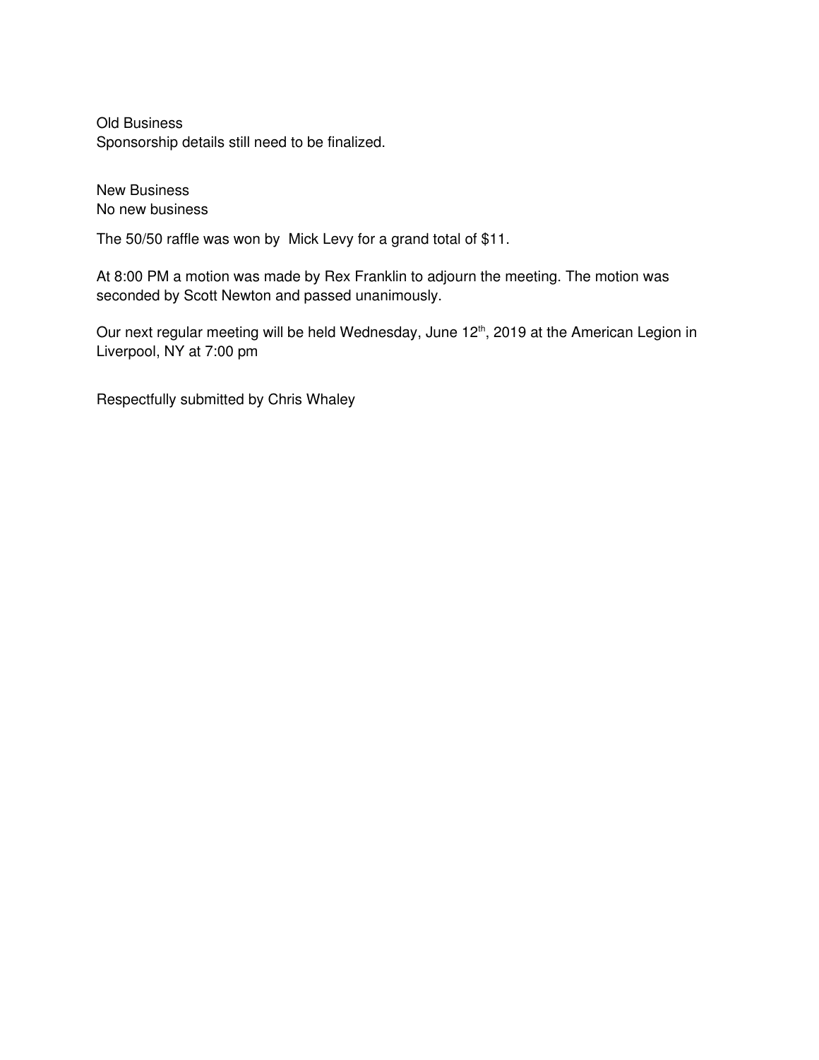Old Business
Sponsorship details still need to be finalized.

New Business
No new business

The 50/50 raffle was won by Mick Levy for a grand total of $11.

At 8:00 PM a motion was made by Rex Franklin to adjourn the meeting. The motion was seconded by Scott Newton and passed unanimously.

Our next regular meeting will be held Wednesday, June 12th, 2019 at the American Legion in Liverpool, NY at 7:00 pm

Respectfully submitted by Chris Whaley